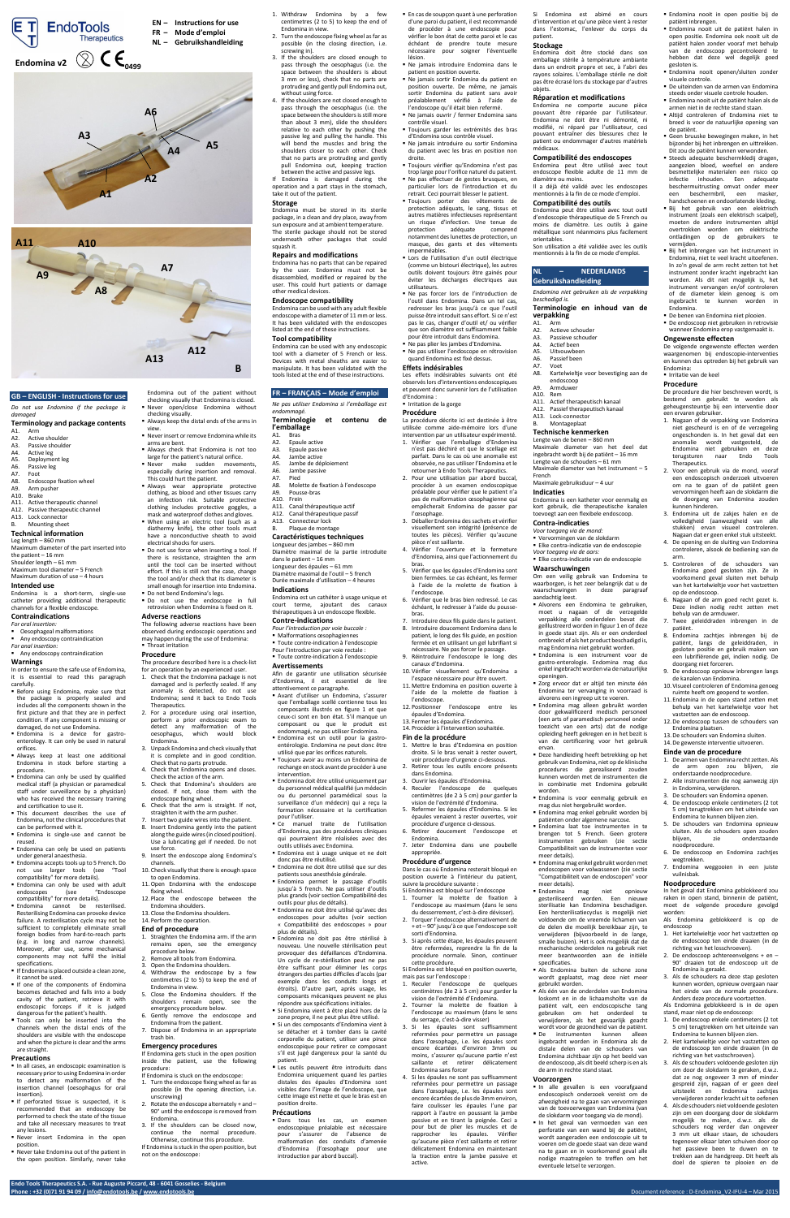# EndoTools Therapeutics

**Endomina v2**

EN – Instructions for use
FR – Mode d'emploi
NL – Gebruikshandleiding

A6 A3 A4 A5 A2 A1 A11 A10 A7 A9 A8 A13 A12 B

## GB – ENGLISH - Instructions for use

*Do not use Endomina if the package is damaged*

### Terminology and package contents

A1. Arm
A2. Active shoulder
A3. Passive shoulder
A4. Active leg
A5. Deployment leg
A6. Passive leg
A7. Foot
A8. Endoscope fixation wheel
A9. Arm pusher
A10. Brake
A11. Active therapeutic channel
A12. Passive therapeutic channel
A13. Lock connector
B. Mounting sheet

### Technical information

Leg length – 860 mm
Maximum diameter of the part inserted into the patient – 16 mm
Shoulder length – 61 mm
Maximum tool diameter – 5 French
Maximum duration of use – 4 hours

### Intended use

Endomina is a short-term, single-use catheter providing additional therapeutic channels for a flexible endoscope.

### Contraindications

*For oral insertion:*
- Oesophageal malformations
- Any endoscopy contraindication

*For anal insertion:*
- Any endoscopy contraindication

### Warnings

In order to ensure the safe use of Endomina, it is essential to read this paragraph carefully.

- Before using Endomina, make sure that the package is properly sealed and includes all the components shown in the first picture and that they are in perfect condition. If any component is missing or damaged, do not use Endomina.
- Endomina is a device for gastro-enterology. It can only be used in natural orifices.
- Always keep at least one additional Endomina in stock before starting a procedure.
- Endomina can only be used by qualified medical staff (a physician or paramedical staff under surveillance by a physician) who has received the necessary training and certification to use it.
- This document describes the use of Endomina, not the clinical procedures that can be performed with it.
- Endomina is single-use and cannot be reused.
- Endomina can only be used on patients under general anaesthesia.
- Endomina accepts tools up to 5 French. Do not use larger tools (see "Tool compatibility" for more details).
- Endomina can only be used with adult endoscopes (see "Endoscope compatibility" for more details).
- Endomina cannot be resterilised. Resterilising Endomina can provoke device failure. A resterilisation cycle may not be sufficient to completely eliminate small foreign bodies from hard-to-reach parts (e.g. in long and narrow channels). Moreover, after use, some mechanical components may not fulfil the initial specifications.
- If Endomina is placed outside a clean zone, it cannot be used.
- If one of the components of Endomina becomes detached and falls into a body cavity of the patient, retrieve it with endoscopic forceps if it is judged dangerous for the patient's health.
- Tools can only be inserted into the channels when the distal ends of the shoulders are visible with the endoscope and when the picture is clear and the arms are straight.

### Precautions

- In all cases, an endoscopic examination is necessary prior to using Endomina in order to detect any malformation of the insertion channel (oesophagus for oral insertion).
- If perforated tissue is suspected, it is recommended that an endoscopy be performed to check the state of the tissue and take all necessary measures to treat any lesions.
- Never insert Endomina in the open position.
- Never take Endomina out of the patient in the open position. Similarly, never take Endomina out of the patient without checking visually that Endomina is closed.
- Never open/close Endomina without checking visually.
- Always keep the distal ends of the arms in view.
- Never insert or remove Endomina while its arms are bent.
- Always check that Endomina is not too large for the patient's natural orifice.
- Never make sudden movements, especially during insertion and removal. This could hurt the patient.
- Always wear appropriate protective clothing, as blood and other tissues carry an infection risk. Suitable protective clothing includes protective goggles, a mask and waterproof clothes and gloves.
- When using an electric tool (such as a diathermy knife), the other tools must have a nonconductive sheath to avoid electrical shocks for users.
- Do not use force when inserting a tool. If there is resistance, straighten the arm until the tool can be inserted without effort. If this is still not the case, change the tool and/or check that its diameter is small enough for insertion into Endomina.
- Do not bend Endomina's legs.
- Do not use the endoscope in full retrovision when Endomina is fixed on it.

### Adverse reactions

The following adverse reactions have been observed during endoscopic operations and may happen during the use of Endomina:
- Throat irritation

### Procedure

The procedure described here is a check-list for an operation by an experienced user.

1. Check that the Endomina package is not damaged and is perfectly sealed. If any anomaly is detected, do not use Endomina; send it back to Endo Tools Therapeutics.
2. For a procedure using oral insertion, perform a prior endoscopic exam to detect any malformation of the oesophagus, which would block Endomina.
3. Unpack Endomina and check visually that it is complete and in good condition. Check that no parts protrude.
4. Check that Endomina opens and closes. Check the action of the arm.
5. Check that Endomina's shoulders are closed. If not, close them with the endoscope fixing wheel.
6. Check that the arm is straight. If not, straighten it with the arm pusher.
7. Insert two guide wires into the patient.
8. Insert Endomina gently into the patient along the guide wires (in closed position). Use a lubricating gel if needed. Do not use force.
9. Insert the endoscope along Endomina's channels.
10. Check visually that there is enough space to open Endomina.
11. Open Endomina with the endoscope fixing wheel.
12. Place the endoscope between the Endomina shoulders.
13. Close the Endomina shoulders.
14. Perform the operation.

### End of procedure

1. Straighten the Endomina arm. If the arm remains open, see the emergency procedure below.
2. Remove all tools from Endomina.
3. Open the Endomina shoulders.
4. Withdraw the endoscope by a few centimetres (2 to 5 cm) to keep the end of Endomina in view.
5. Close the Endomina shoulders. If the shoulders remain open, see the emergency procedure below.
6. Gently remove the endoscope and Endomina from the patient.
7. Dispose of Endomina in an appropriate trash bin.

### Emergency procedures

If Endomina gets stuck in the open position inside the patient, use the following procedure:

If Endomina is stuck on the endoscope:

1. Turn the endoscope fixing wheel as far as possible (in the opening direction, i.e. unscrewing)
2. Rotate the endoscope alternately + and – 90° until the endoscope is removed from Endomina.
3. If the shoulders can be closed now, continue the normal procedure. Otherwise, continue this procedure.

If Endomina is stuck in the open position, but not on the endoscope:

1. Withdraw Endomina by a few centimetres (2 to 5 cm) to keep the end of Endomina in view.
2. Turn the endoscope fixing wheel as far as possible (in the closing direction, i.e. screwing in).
3. If the shoulders are closed enough to pass through the oesophagus (i.e. the space between the shoulders is about 3 mm or less), check that no parts are protruding and gently pull Endomina out, without using force.
4. If the shoulders are not closed enough to pass through the oesophagus (i.e. the space between the shoulders is more than about 3 mm), slide the shoulders relative to each other by pushing the passive leg and pulling the handle. This will bend the muscles and bring the shoulders closer to each other. Check that no parts are protruding and gently pull Endomina out, keeping traction between the active and passive legs.

If Endomina is damaged during the operation and a part stays in the stomach, take it out of the patient.

### Storage

Endomina must be stored in its sterile package, in a clean and dry place, away from sun exposure and at ambient temperature. The sterile package should not be stored underneath other packages that could squash it.

### Repairs and modifications

Endomina has no parts that can be repaired by the user. Endomina must not be disassembled, modified or repaired by the user. This could hurt patients or damage other medical devices.

### Endoscope compatibility

Endomina can be used with any adult flexible endoscope with a diameter of 11 mm or less. It has been validated with the endoscopes listed at the end of these instructions.

### Tool compatibility

Endomina can be used with any endoscopic tool with a diameter of 5 French or less. Devices with metal sheaths are easier to manipulate. It has been validated with the tools listed at the end of these instructions.

## FR – FRANÇAIS – Mode d'emploi

*Ne pas utiliser Endomina si l'emballage est endommagé.*

### Terminologie et contenu de l'emballage

A1. Bras
A2. Epaule active
A3. Epaule passive
A4. Jambe active
A5. Jambe de déploiement
A6. Jambe passive
A7. Pied
A8. Molette de fixation à l'endoscope
A9. Pousse-bras
A10. Frein
A11. Canal thérapeutique actif
A12. Canal thérapeutique passif
A13. Connecteur lock
B. Plaque de montage

### Caractéristiques techniques

Longueur des jambes – 860 mm
Diamètre maximal de la partie introduite dans le patient – 16 mm
Longueur des épaules – 61 mm
Diamètre maximal de l'outil – 5 french
Durée maximale d'utilisation – 4 heures

### Indications

Endomina est un cathéter à usage unique et court terme, ajoutant des canaux thérapeutiques à un endoscope flexible.

### Contre-indications

*Pour l'introduction par voie buccale :*
- Malformations œsophagiennes
- Toute contre-indication à l'endoscopie

Pour l'introduction par voie rectale :
- Toute contre-indication à l'endoscopie

### Avertissements

Afin de garantir une utilisation sécurisée d'Endomina, il est essentiel de lire attentivement ce paragraphe.

- Avant d'utiliser un Endomina, s'assurer que l'emballage scellé contienne tous les composants illustrés en figure 1 et que ceux-ci sont en bon état. S'il manque un composant ou que le produit est endommagé, ne pas utiliser Endomina.
- Endomina est un outil pour la gastro-entérologie. Endomina ne peut donc être utilisé que par les orifices naturels.
- Toujours avoir au moins un Endomina de rechange en stock avant de procéder à une intervention.
- Endomina doit être utilisé uniquement par du personnel médical qualifié (un médecin ou du personnel paramédical sous la surveillance d'un médecin) qui a reçu la formation nécessaire et la certification pour l'utiliser.
- Ce manuel traite de l'utilisation d'Endomina, pas des procédures cliniques qui pourraient être réalisées avec des outils utilisés avec Endomina.
- Endomina est à usage unique et ne doit donc pas être réutilisé.
- Endomina ne doit être utilisé que sur des patients sous anesthésie générale.
- Endomina permet le passage d'outils jusqu'à 5 french. Ne pas utiliser d'outils plus grands (voir section Compatibilité des outils pour plus de détails).
- Endomina ne doit être utilisé qu'avec des endoscopes pour adultes (voir section « Compatibilité des endoscopes » pour plus de détails).
- Endomina ne doit pas être stérilisé à nouveau. Une nouvelle stérilisation peut provoquer des défaillances d'Endomina. Un cycle de re-stérilisation peut ne pas être suffisant pour éliminer les corps étrangers des parties difficiles d'accès (par exemple dans les conduits longs et étroits). D'autre part, après usage, les composants mécaniques peuvent ne plus répondre aux spécifications initiales.
- Si Endomina a été placé hors de la zone propre, il ne peut plus être utilisé.
- Si un des composants d'Endomina vient à se détacher et à tomber dans la cavité corporelle du patient, utiliser une pince endoscopique pour retirer ce composant s'il est jugé dangereux pour la santé du patient.
- Les outils peuvent être introduits dans Endomina uniquement quand les parties distales des épaules d'Endomina sont visibles dans l'image de l'endoscope, que cette image est nette et que le bras est en position droite.

### Précautions

- Dans tous les cas, un examen endoscopique préalable est nécessaire pour s'assurer de l'absence de malformation des conduits d'amenée d'Endomina (l'œsophage pour une introduction par abord buccal).
- En cas de soupçon quant à une perforation d'une paroi du patient, il est recommandé de procéder à une endoscopie pour vérifier le bon état de cette paroi et le cas échéant de prendre toute mesure nécessaire pour soigner l'éventuelle lésion.
- Ne jamais introduire Endomina dans le patient en position ouverte.
- Ne jamais sortir Endomina du patient en position ouverte. De même, ne jamais sortir Endomina du patient sans avoir préalablement vérifié à l'aide de l'endoscope qu'il était bien refermé.
- Ne jamais ouvrir / fermer Endomina sans contrôle visuel.
- Toujours garder les extrémités des bras d'Endomina sous contrôle visuel.
- Ne jamais introduire ou sortir Endomina du patient avec les bras en position non droite.
- Toujours vérifier qu'Endomina n'est pas trop large pour l'orifice naturel du patient.
- Ne pas effectuer de gestes brusques, en particulier lors de l'introduction et du retrait. Ceci pourrait blesser le patient.
- Toujours porter des vêtements de protection adéquats, le sang, tissus et autres matières infectieuses représentant un risque d'infection. Une tenue de protection adéquate comprend notamment des lunettes de protection, un masque, des gants et des vêtements imperméables.
- Lors de l'utilisation d'un outil électrique (comme un bistouri électrique), les autres outils doivent toujours être gainés pour éviter les décharges électriques aux utilisateurs.
- Ne pas forcer lors de l'introduction de l'outil dans Endomina. Dans un tel cas, redresser les bras jusqu'à ce que l'outil puisse être introduit sans effort. Si ce n'est pas le cas, changer d'outil et/ ou vérifier que son diamètre est suffisamment faible pour être introduit dans Endomina.
- Ne pas plier les jambes d'Endomina.
- Ne pas utiliser l'endoscope en rétrovision quand Endomina est fixé dessus.

### Effets indésirables

Les effets indésirables suivants ont été observés lors d'interventions endoscopiques et peuvent donc survenir lors de l'utilisation d'Endomina :
- Irritation de la gorge

### Procédure

La procédure décrite ici est destinée à être utilisée comme aide-mémoire lors d'une intervention par un utilisateur expérimenté.

1. Vérifier que l'emballage d'Endomina n'est pas déchiré et que le scellage est parfait. Dans le cas où une anomalie est observée, ne pas utiliser l'Endomina et le retourner à Endo Tools Therapeutics.
2. Pour une utilisation par abord buccal, procéder à un examen endoscopique préalable pour vérifier que le patient n'a pas de malformation œsophagienne qui empêcherait Endomina de passer par l'œsophage.
3. Déballer Endomina des sachets et vérifier visuellement son intégrité (présence de toutes les pièces). Vérifier qu'aucune pièce n'est saillante.
4. Vérifier l'ouverture et la fermeture d'Endomina, ainsi que l'actionnement du bras.
5. Vérifier que les épaules d'Endomina sont bien fermées. Le cas échéant, les fermer à l'aide de la molette de fixation à l'endoscope.
6. Vérifier que le bras bien redressé. Le cas échéant, le redresser à l'aide du pousse-bras.
7. Introduire deux fils guide dans le patient.
8. Introduire doucement Endomina dans le patient, le long des fils guide, en position fermée en utilisant un gel lubrifiant si nécessaire. Ne pas forcer le passage.
9. Réintroduire l'endoscope le long des canaux d'Endomina.
10. Vérifier visuellement qu'Endomina a l'espace nécessaire pour être ouvert.
11. Mettre Endomina en position ouverte à l'aide de la molette de fixation à l'endoscope.
12. Positionner l'endoscope entre les épaules d'Endomina.
13. Fermer les épaules d'Endomina.
14. Procéder à l'intervention souhaitée.

### Fin de la procédure

1. Mettre le bras d'Endomina en position droite. Si le bras venait à rester ouvert, voir procédure d'urgence ci-dessous.
2. Retirer tous les outils encore présents dans Endomina.
3. Ouvrir les épaules d'Endomina.
4. Reculer l'endoscope de quelques centimètres (de 2 à 5 cm) pour garder la vision de l'extrémité d'Endomina.
5. Refermer les épaules d'Endomina. Si les épaules venaient à rester ouvertes, voir procédure d'urgence ci-dessous.
6. Retirer doucement l'endoscope et Endomina.
7. Jeter Endomina dans une poubelle appropriée.

### Procédure d'urgence

Dans le cas où Endomina resterait bloqué en position ouverte à l'intérieur du patient, suivre la procédure suivante :

Si Endomina est bloqué sur l'endoscope

1. Tourner la molette de fixation à l'endoscope au maximum (dans le sens du desserrement, c'est-à-dire dévisser).
2. Tourner l'endoscope alternativement de + et – 90° jusqu'à ce que l'endoscope soit sorti d'Endomina.
3. Si après cette étape, les épaules peuvent être refermées, reprendre la fin de la procédure normale. Sinon, continuer cette procédure.

Si Endomina est bloqué en position ouverte, mais pas sur l'endoscope :

1. Reculer l'endoscope de quelques centimètres (de 2 à 5 cm) pour garder la vision de l'extrémité d'Endomina.
2. Tourner la molette de fixation à l'endoscope au maximum (dans le sens du serrage, c'est-à-dire visser).
3. Si les épaules sont suffisamment refermées pour permettre un passage dans l'œsophage, i.e. les épaules sont encore écartées d'environ 3mm ou moins, s'assurer qu'aucune partie n'est saillante et retirer délicatement Endomina sans forcer.
4. Si les épaules ne sont pas suffisamment refermées pour permettre un passage dans l'œsophage, i.e. les épaules sont encore écartées de plus de 3mm environ, faire coulisser les épaules l'une par rapport à l'autre en poussant la jambe passive et en tirant la poignée. Ceci a pour but de plier les muscles et de rapprocher les épaules. Vérifier qu'aucune pièce n'est saillante et retirer délicatement Endomina en maintenant la traction entre la jambe passive et active.

Si Endomina est abîmé en cours d'intervention et qu'une pièce vient à rester dans l'estomac, l'enlever du corps du patient.

### Stockage

Endomina doit être stocké dans son emballage stérile à la température ambiante dans un endroit propre et sec, à l'abri des rayons solaires. L'emballage stérile ne doit pas être écrasé lors du stockage par d'autres objets.

### Réparation et modifications

Endomina ne comporte aucune pièce pouvant être réparée par l'utilisateur. Endomina ne doit être ni démonté, ni modifié, ni réparé par l'utilisateur, ceci pouvant entraîner des blessures chez le patient ou endommager d'autres matériels médicaux.

### Compatibilité des endoscopes

Endomina peut être utilisé avec tout endoscope flexible adulte de 11 mm de diamètre ou moins.
Il a déjà été validé avec les endoscopes mentionnés à la fin de ce mode d'emploi.

### Compatibilité des outils

Endomina peut être utilisé avec tout outil d'endoscopie thérapeutique de 5 French ou moins de diamètre. Les outils à gaine métallique sont néanmoins plus facilement orientables.
Son utilisation a été validée avec les outils mentionnés à la fin de ce mode d'emploi.

## NL – NEDERLANDS – Gebruikshandleiding

*Endomina niet gebruiken als de verpakking beschadigd is.*

### Terminologie en inhoud van de verpakking

A1. Arm
A2. Actieve schouder
A3. Passieve schouder
A4. Actief been
A5. Uitvouwbeen
A6. Passief been
A7. Voet
A8. Kartelwieltje voor bevestiging aan de endoscoop
A9. Armduwer
A10. Rem
A11. Actief therapeutisch kanaal
A12. Passief therapeutisch kanaal
A13. Lock-connector
B. Montageplaat

### Technische kenmerken

Lengte van de benen – 860 mm
Maximale diameter van het deel dat ingebracht wordt bij de patiënt – 16 mm
Lengte van de schouders – 61 mm
Maximale diameter van het instrument – 5 French
Maximale gebruiksduur – 4 uur

### Indicaties

Endomina is een katheter voor eenmalig en kort gebruik, die therapeutische kanalen toevoegt aan een flexibele endoscoop.

### Contra-indicaties

*Voor toegang via de mond:*
- Vervormingen van de slokdarm
- Elke contra-indicatie van de endoscopie

*Voor toegang via de aars:*
- Elke contra-indicatie van de endoscopie

### Waarschuwingen

Om een veilig gebruik van Endomina te waarborgen, is het zeer belangrijk dat u de waarschuwingen in deze paragraaf aandachtig leest.

- Alvorens een Endomina te gebruiken, moet u nagaan of de verzegelde verpakking alle onderdelen bevat die geïllustreerd worden in figuur 1 en of deze in goede staat zijn. Als er een onderdeel ontbreekt of als het product beschadigd is, mag Endomina niet gebruikt worden.
- Endomina is een instrument voor de gastro-enterologie. Endomina mag dus enkel ingebracht worden via de natuurlijke openingen.
- Zorg ervoor dat er altijd ten minste één reserve Endomina ter vervanging in voorraad is alvorens een ingreep uit te voeren.
- Endomina mag alleen gebruikt worden door gekwalificeerd medisch personeel (een arts of paramedisch personeel onder toezicht van een arts) dat de nodige opleiding heeft gekregen en in het bezit is van de certificering voor het gebruik ervan.
- Deze handleiding heeft betrekking op het gebruik van Endomina, niet op de klinische procedures die gerealiseerd zouden kunnen worden met de instrumenten die in combinatie met Endomina gebruikt worden.
- Endomina is voor eenmalig gebruik en mag dus niet hergebruikt worden.
- Endomina mag enkel gebruikt worden bij patiënten onder algemene narcose.
- Endomina laat toe instrumenten in te brengen tot 5 French. Geen grotere instrumenten gebruiken (zie sectie Compatibiliteit van de instrumenten voor meer details).
- Endomina mag enkel gebruikt worden met endoscopen voor volwassenen (zie sectie "Compatibiliteit van de endoscopen" voor meer details).
- Endomina mag niet opnieuw gesteriliseerd worden. Een nieuwe sterilisatie kan Endomina beschadigen. Een hersterilisatiecyclus is mogelijk niet voldoende om de vreemde lichamen van de delen die moeilijk bereikbaar zijn, te verwijderen (bijvoorbeeld in de lange, smalle buizen). Het is ook mogelijk dat de mechanische onderdelen na gebruik niet meer beantwoorden aan de initiële specificaties.
- Als Endomina buiten de schone zone wordt geplaatst, mag deze niet meer gebruikt worden.
- Als één van de onderdelen van Endomina loskomt en in de lichaamsholte van de patiënt valt, een endoscopische tang gebruiken om het onderdeel te verwijderen, als het gevaarlijk geacht wordt voor de gezondheid van de patiënt.
- De instrumenten kunnen alleen ingebracht worden in Endomina als de distale delen van de schouders van Endomina zichtbaar zijn op het beeld van de endoscoop, als dit beeld scherp is en als de arm in rechte stand staat.

### Voorzorgen

- In alle gevallen is een voorafgaand endoscopisch onderzoek vereist om de afwezigheid na te gaan van vervormingen van de toevoerwegen van Endomina (van de slokdarm voor toegang via de mond).
- Als er het geval van vermoeden van een perforatie van een wand bij de patiënt, wordt aangeraden een endoscopie uit te voeren om de goede staat van deze wand na te gaan en in voorkomend geval alle nodige maatregelen te treffen om het eventuele letsel te verzorgen.
- Endomina nooit in open positie bij de patiënt inbrengen.
- Endomina nooit uit de patiënt halen in open positie. Endomina ook nooit uit de patiënt halen zonder vooraf met behulp van de endoscoop gecontroleerd te hebben dat deze wel degelijk goed gesloten is.
- Endomina nooit openen/sluiten zonder visuele controle.
- De uiteinden van de armen van Endomina steeds onder visuele controle houden.
- Endomina nooit uit de patiënt halen als de armen niet in de rechte stand staan.
- Altijd controleren of Endomina niet te breed is voor de natuurlijke opening van de patiënt.
- Geen bruuske bewegingen maken, in het bijzonder bij het inbrengen en uittrekken. Dit zou de patiënt kunnen verwonden.
- Steeds adequate beschermkledij dragen, aangezien bloed, weefsel en andere besmettelijke materialen een risico op infectie inhouden. Een adequate beschermuitrusting omvat onder meer een beschermbril, een masker, handschoenen en ondoorlatende kleding.
- Bij het gebruik van een elektrisch instrument (zoals een elektrisch scalpel), moeten de andere instrumenten altijd overtrokken worden om elektrische ontladingen op de gebruikers te vermijden.
- Bij het inbrengen van het instrument in Endomina, niet te veel kracht uitoefenen. In zo'n geval de arm recht zetten tot het instrument zonder kracht ingebracht kan worden. Als dit niet mogelijk is, het instrument vervangen en/of controleren of de diameter klein genoeg is om ingebracht te kunnen worden in Endomina.
- De benen van Endomina niet plooien.
- De endoscoop niet gebruiken in retrovisie wanneer Endomina erop vastgemaakt is.

### Ongewenste effecten

De volgende ongewenste effecten werden waargenomen bij endoscopie-interventies en kunnen dus optreden bij het gebruik van Endomina:
- Irritatie van de keel

### Procedure

De procedure die hier beschreven wordt, is bestemd om gebruikt te worden als geheugensteuntje bij een interventie door een ervaren gebruiker.

1. Nagaan of de verpakking van Endomina niet gescheurd is en of de verzegeling ongeschonden is. In het geval dat een anomalie wordt vastgesteld, de Endomina niet gebruiken en deze terugsturen naar Endo Tools Therapeutics.
2. Voor een gebruik via de mond, vooraf een endoscopisch onderzoek uitvoeren om na te gaan of de patiënt geen vervormingen heeft aan de slokdarm die de doorgang van Endomina zouden kunnen hinderen.
3. Endomina uit de zakjes halen en de volledigheid (aanwezigheid van alle stukken) ervan visueel controleren. Nagaan dat er geen enkel stuk uitsteekt.
4. De opening en de sluiting van Endomina controleren, alsook de bediening van de arm.
5. Controleren of de schouders van Endomina goed gesloten zijn. Ze in voorkomend geval sluiten met behulp van het kartelwieltje voor het vastzetten op de endoscoop.
6. Nagaan of de arm goed recht gezet is. Deze indien nodig recht zetten met behulp van de armduwer.
7. Twee geleidraden inbrengen in de patiënt.
8. Endomina zachtjes inbrengen bij de patiënt, langs de geleidraden, in gesloten positie en gebruik maken van een lubrifiërende gel, indien nodig. De doorgang niet forceren.
9. De endoscoop opnieuw inbrengen langs de kanalen van Endomina.
10. Visueel controleren of Endomina genoeg ruimte heeft om geopend te worden.
11. Endomina in de open stand zetten met behulp van het kartelwieltje voor het vastzetten aan de endoscoop.
12. De endoscoop tussen de schouders van Endomina plaatsen.
13. De schouders van Endomina sluiten.
14. De gewenste interventie uitvoeren.

### Einde van de procedure

1. De arm van Endomina recht zetten. Als de arm open zou blijven, zie onderstaande noodprocedure.
2. Alle instrumenten die nog aanwezig zijn in Endomina, verwijderen.
3. De schouders van Endomina openen.
4. De endoscoop enkele centimeters (2 tot 5 cm) terugtrekken om het uiteinde van Endomina te kunnen blijven zien.
5. De schouders van Endomina opnieuw sluiten. Als de schouders open zouden blijven, zie onderstaande noodprocedure.
6. De endoscoop en Endomina zachtjes wegtrekken.
7. Endomina weggooien in een juiste vuilnisbak.

### Noodprocedure

In het geval dat Endomina geblokkeerd zou raken in open stand, binnenin de patiënt, moet de volgende procedure gevolgd worden:

Als Endomina geblokkeerd is op de endoscoop

1. Het kartelwieltje voor het vastzetten op de endoscoop ten einde draaien (in de richting van het losschroeven).
2. De endoscoop achtereenvolgens + en – 90° draaien tot de endoscoop uit de Endomina is geraakt.
3. Als de schouders na deze stap gesloten kunnen worden, opnieuw overgaan naar het einde van de normale procedure. Anders deze procedure voortzetten.

Als Endomina geblokkeerd is in de open stand, maar niet op de endoscoop:

1. De endoscoop enkele centimeters (2 tot 5 cm) terugtrekken om het uiteinde van Endomina te kunnen blijven zien.
2. Het kartelwieltje voor het vastzetten op de endoscoop ten einde draaien (in de richting van het vastschroeven).
3. Als de schouders voldoende gesloten zijn om door de slokdarm te geraken, d.w.z. dat ze nog ongeveer 3 mm of minder gespreid zijn, nagaan of er geen deel uitsteekt en Endomina zachtjes verwijderen zonder kracht uit te oefenen.
4. Als de schouders niet voldoende gesloten zijn om een doorgang door de slokdarm mogelijk te maken, d.w.z. als de schouders nog verder dan ongeveer 3 mm uit elkaar staan, de schouders tegenover elkaar laten schuiven door op het passieve been te duwen en te trekken aan de handgreep. Dit heeft als doel de spieren te plooien en de

Endo Tools Therapeutics S.A. - Rue Auguste Piccard, 48 - 6041 Gosselies - Belgium
Phone : +32 (0)71 91 94 09 / info@endotools.be / www.endotools.be

Document reference : D-Endomina_V2-IFU-4 – Mar 2015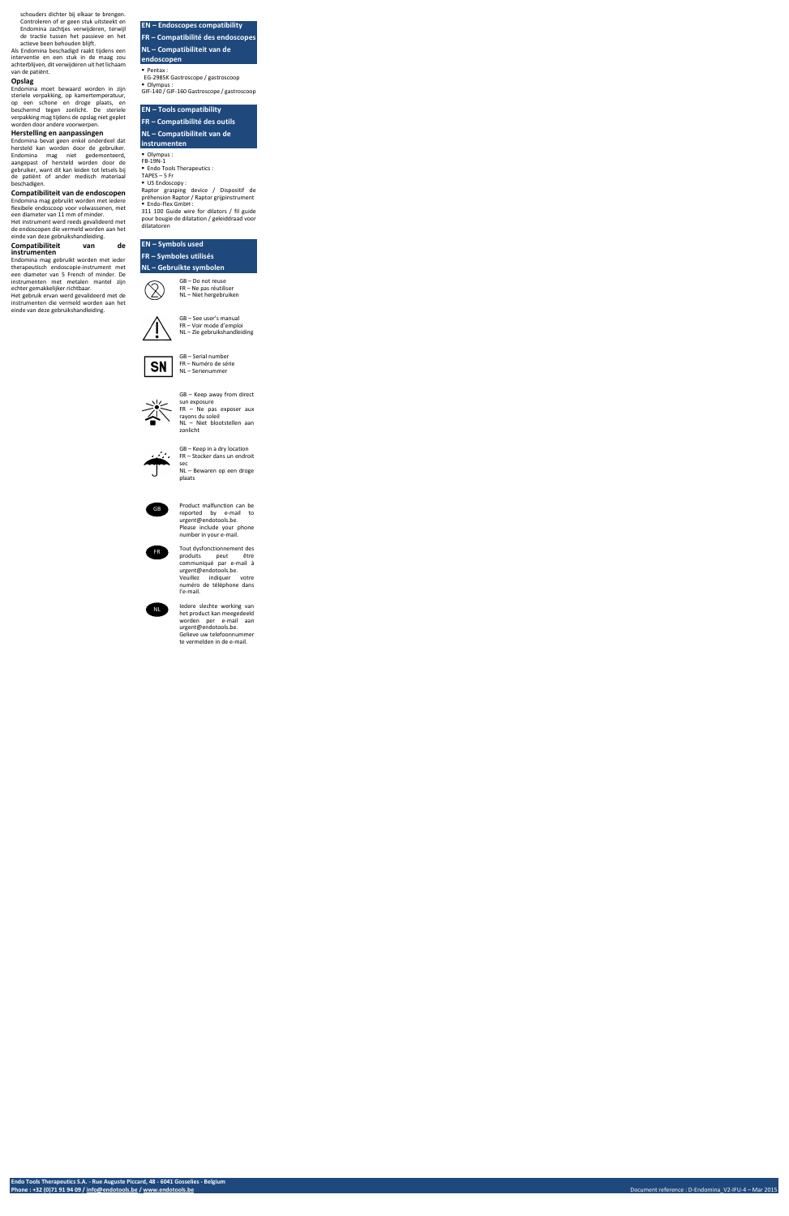schouders dichter bij elkaar te brengen. Controleren of er geen stuk uitsteekt en Endomina zachtjes verwijderen, terwijl de tractie tussen het passieve en het actieve been behouden blijft.

Als Endomina beschadigd raakt tijdens een interventie en een stuk in de maag zou achterblijven, dit verwijderen uit het lichaam van de patiënt.

### Opslag

Endomina moet bewaard worden in zijn steriele verpakking, op kamertemperatuur, op een schone en droge plaats, en beschermd tegen zonlicht. De steriele verpakking mag tijdens de opslag niet geplet worden door andere voorwerpen.

### Herstelling en aanpassingen

Endomina bevat geen enkel onderdeel dat hersteld kan worden door de gebruiker. Endomina mag niet gedemonteerd, aangepast of hersteld worden door de gebruiker, want dit kan leiden tot letsels bij de patiënt of ander medisch materiaal beschadigen.

### Compatibiliteit van de endoscopen

Endomina mag gebruikt worden met iedere flexibele endoscoop voor volwassenen, met een diameter van 11 mm of minder.

Het instrument werd reeds gevalideerd met de endoscopen die vermeld worden aan het einde van deze gebruikshandleiding.

### Compatibiliteit van de instrumenten

Endomina mag gebruikt worden met ieder therapeutisch endoscopie-instrument met een diameter van 5 French of minder. De instrumenten met metalen mantel zijn echter gemakkelijker richtbaar.

Het gebruik ervan werd gevalideerd met de instrumenten die vermeld worden aan het einde van deze gebruikshandleiding.

## EN – Endoscopes compatibility
## FR – Compatibilité des endoscopes
## NL – Compatibiliteit van de endoscopen

- Pentax :
  EG-2985K Gastroscope / gastroscoop
- Olympus :
  GIF-140 / GIF-160 Gastroscope / gastroscoop

## EN – Tools compatibility
## FR – Compatibilité des outils
## NL – Compatibiliteit van de instrumenten

- Olympus :
  FB-19N-1
- Endo Tools Therapeutics :
  TAPES – 5 Fr
- US Endoscopy :
  Raptor grasping device / Dispositif de préhension Raptor / Raptor grijpinstrument
- Endo-Flex GmbH :
  311 100 Guide wire for dilators / fil guide pour bougie de dilatation / geleiddraad voor dilatatoren

## EN – Symbols used
## FR – Symboles utilisés
## NL – Gebruikte symbolen

GB – Do not reuse
FR – Ne pas réutiliser
NL – Niet hergebruiken

GB – See user's manual
FR – Voir mode d'emploi
NL – Zie gebruikshandleiding

SN

GB – Serial number
FR – Numéro de série
NL – Serienummer

GB – Keep away from direct sun exposure
FR – Ne pas exposer aux rayons du soleil
NL – Niet blootstellen aan zonlicht

GB – Keep in a dry location
FR – Stocker dans un endroit sec
NL – Bewaren op een droge plaats

GB

Product malfunction can be reported by e-mail to urgent@endotools.be.
Please include your phone number in your e-mail.

FR

Tout dysfonctionnement des produits peut être communiqué par e-mail à urgent@endotools.be.
Veuillez indiquer votre numéro de téléphone dans l'e-mail.

NL

Iedere slechte werking van het product kan meegedeeld worden per e-mail aan urgent@endotools.be.
Gelieve uw telefoonnummer te vermelden in de e-mail.

**Endo Tools Therapeutics S.A. - Rue Auguste Piccard, 48 - 6041 Gosselies - Belgium**
**Phone : +32 (0)71 91 94 09 / info@endotools.be / www.endotools.be**

Document reference : D-Endomina_V2-IFU-4 – Mar 2015